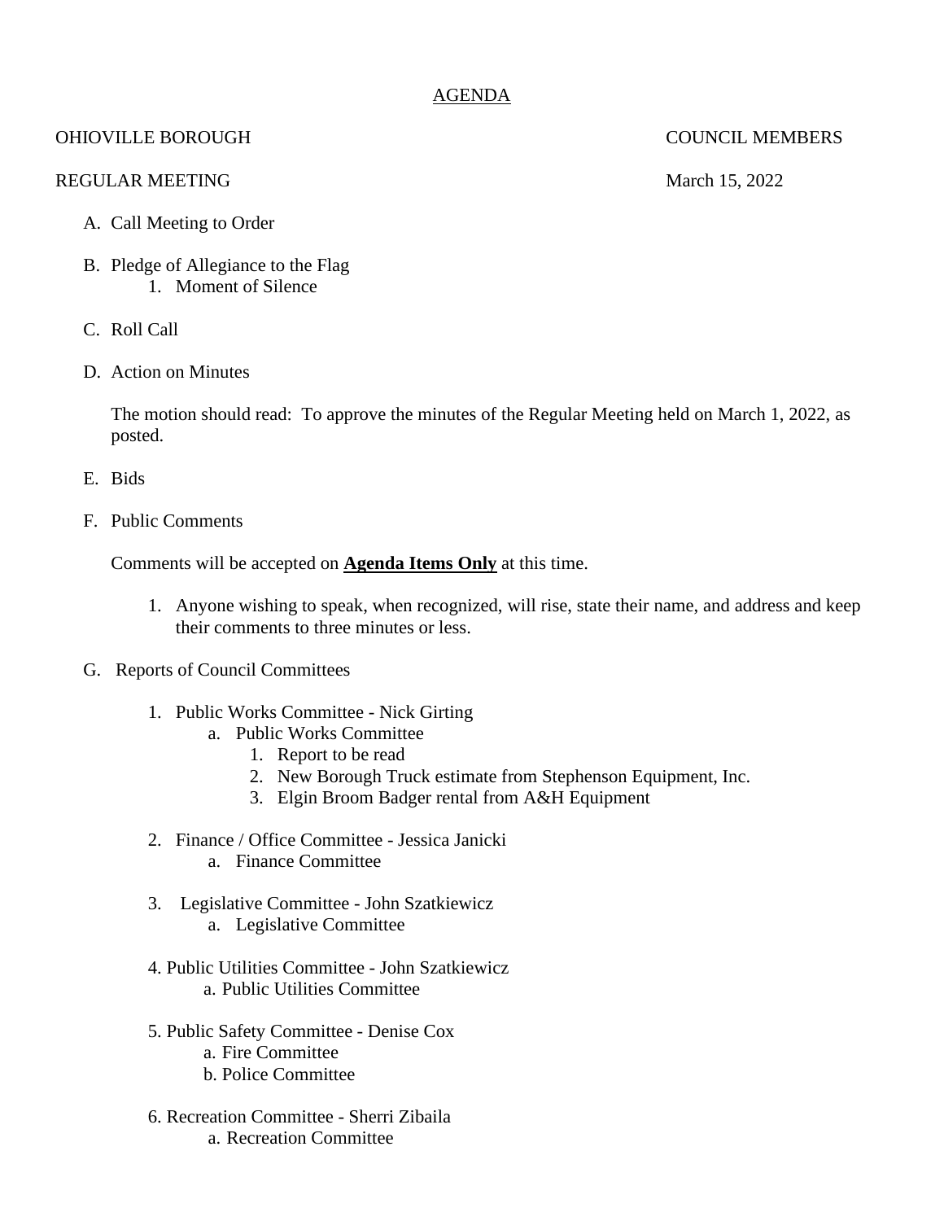<u>AGENDA</u>

OHIOVILLE BOROUGH — COUNCIL MEMBERS

REGULAR MEETING — March 15, 2022

A. Call Meeting to Order

B. Pledge of Allegiance to the Flag
   1. Moment of Silence

C. Roll Call

D. Action on Minutes

   The motion should read: To approve the minutes of the Regular Meeting held on March 1, 2022, as posted.

E. Bids

F. Public Comments

   Comments will be accepted on <u>**Agenda Items Only**</u> at this time.

   1. Anyone wishing to speak, when recognized, will rise, state their name, and address and keep their comments to three minutes or less.

G. Reports of Council Committees

   1. Public Works Committee - Nick Girting
      a. Public Works Committee
         1. Report to be read
         2. New Borough Truck estimate from Stephenson Equipment, Inc.
         3. Elgin Broom Badger rental from A&H Equipment

   2. Finance / Office Committee - Jessica Janicki
      a. Finance Committee

   3. Legislative Committee - John Szatkiewicz
      a. Legislative Committee

   4. Public Utilities Committee - John Szatkiewicz
      a. Public Utilities Committee

   5. Public Safety Committee - Denise Cox
      a. Fire Committee
      b. Police Committee

   6. Recreation Committee - Sherri Zibaila
      a. Recreation Committee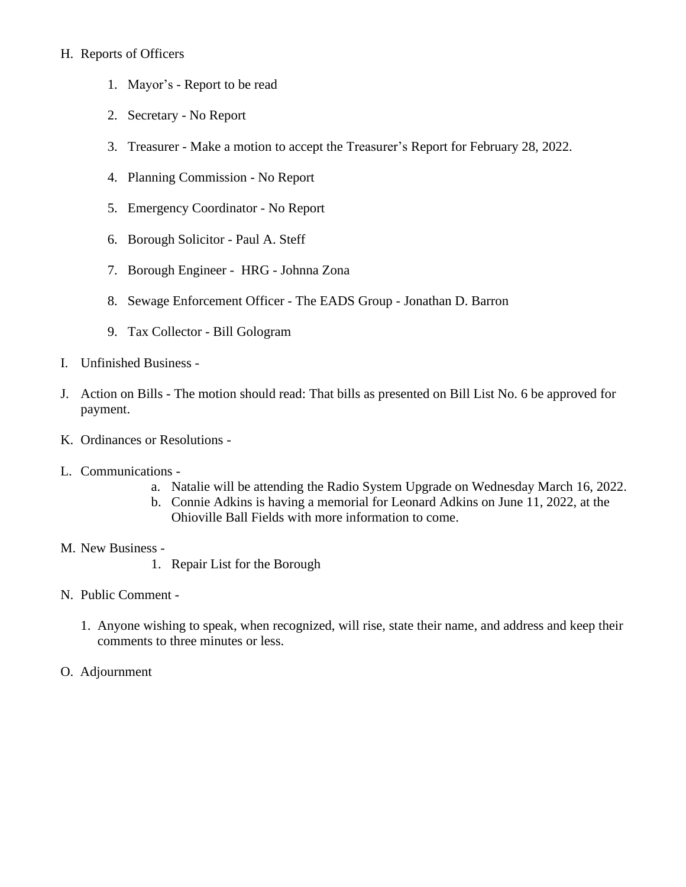H. Reports of Officers

   1. Mayor's - Report to be read

   2. Secretary - No Report

   3. Treasurer - Make a motion to accept the Treasurer's Report for February 28, 2022.

   4. Planning Commission - No Report

   5. Emergency Coordinator - No Report

   6. Borough Solicitor - Paul A. Steff

   7. Borough Engineer - HRG - Johnna Zona

   8. Sewage Enforcement Officer - The EADS Group - Jonathan D. Barron

   9. Tax Collector - Bill Gologram

I. Unfinished Business -

J. Action on Bills - The motion should read: That bills as presented on Bill List No. 6 be approved for payment.

K. Ordinances or Resolutions -

L. Communications -

   a. Natalie will be attending the Radio System Upgrade on Wednesday March 16, 2022.
   b. Connie Adkins is having a memorial for Leonard Adkins on June 11, 2022, at the Ohioville Ball Fields with more information to come.

M. New Business -

   1. Repair List for the Borough

N. Public Comment -

   1. Anyone wishing to speak, when recognized, will rise, state their name, and address and keep their comments to three minutes or less.

O. Adjournment